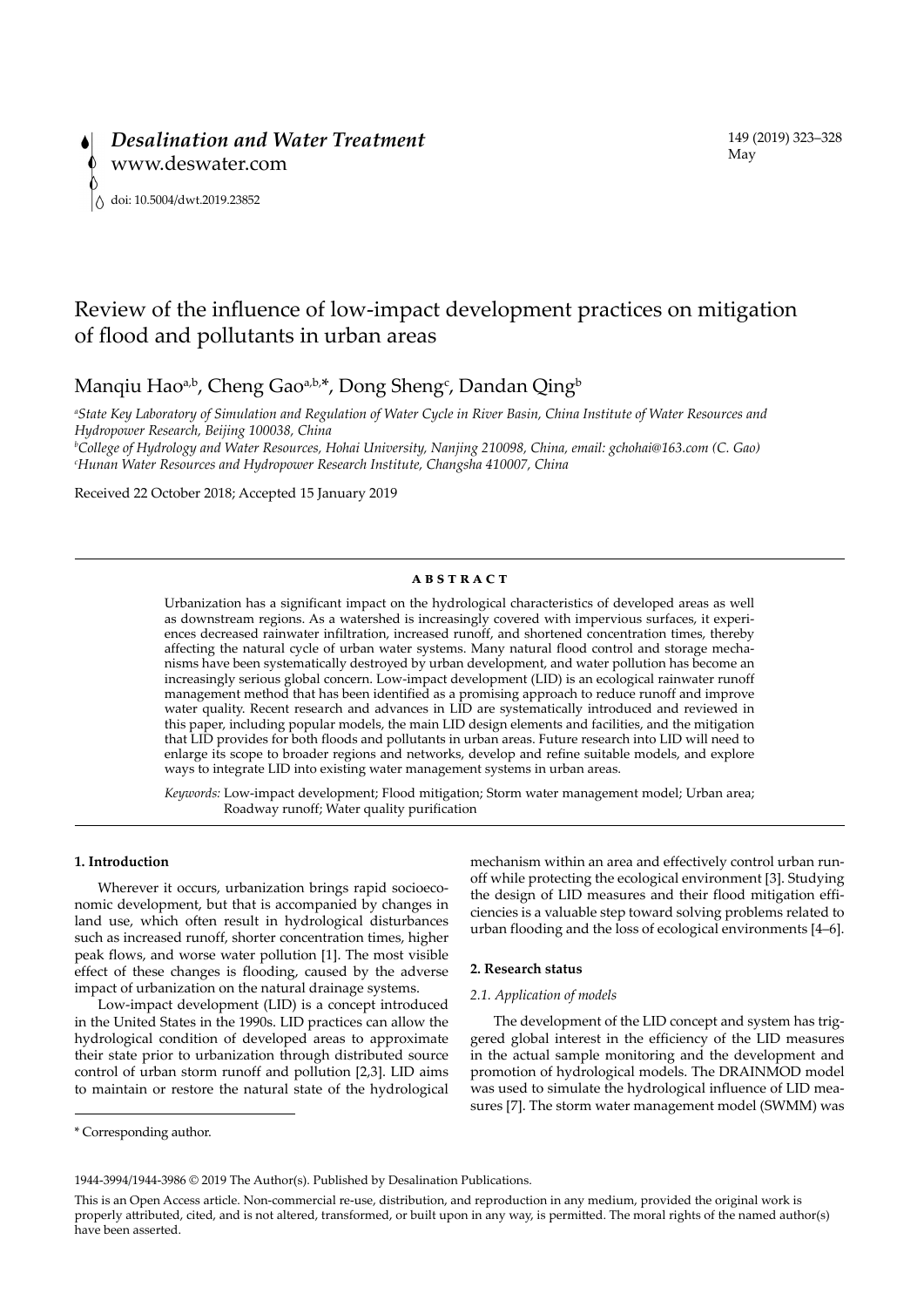# Review of the influence of low-impact development practices on mitigation of flood and pollutants in urban areas

Manqiu Hao[a,b], Cheng Gao[a,b,*], Dong Sheng[c], Dandan Qing[b]

[a]*State Key Laboratory of Simulation and Regulation of Water Cycle in River Basin, China Institute of Water Resources and Hydropower Research, Beijing 100038, China*

[b]*College of Hydrology and Water Resources, Hohai University, Nanjing 210098, China, email: gchohai@163.com (C. Gao)*

[c]*Hunan Water Resources and Hydropower Research Institute, Changsha 410007, China*

Received 22 October 2018; Accepted 15 January 2019

## ABSTRACT

Urbanization has a significant impact on the hydrological characteristics of developed areas as well as downstream regions. As a watershed is increasingly covered with impervious surfaces, it experiences decreased rainwater infiltration, increased runoff, and shortened concentration times, thereby affecting the natural cycle of urban water systems. Many natural flood control and storage mechanisms have been systematically destroyed by urban development, and water pollution has become an increasingly serious global concern. Low-impact development (LID) is an ecological rainwater runoff management method that has been identified as a promising approach to reduce runoff and improve water quality. Recent research and advances in LID are systematically introduced and reviewed in this paper, including popular models, the main LID design elements and facilities, and the mitigation that LID provides for both floods and pollutants in urban areas. Future research into LID will need to enlarge its scope to broader regions and networks, develop and refine suitable models, and explore ways to integrate LID into existing water management systems in urban areas.

*Keywords:* Low-impact development; Flood mitigation; Storm water management model; Urban area; Roadway runoff; Water quality purification

## 1. Introduction

Wherever it occurs, urbanization brings rapid socioeconomic development, but that is accompanied by changes in land use, which often result in hydrological disturbances such as increased runoff, shorter concentration times, higher peak flows, and worse water pollution [1]. The most visible effect of these changes is flooding, caused by the adverse impact of urbanization on the natural drainage systems.

Low-impact development (LID) is a concept introduced in the United States in the 1990s. LID practices can allow the hydrological condition of developed areas to approximate their state prior to urbanization through distributed source control of urban storm runoff and pollution [2,3]. LID aims to maintain or restore the natural state of the hydrological mechanism within an area and effectively control urban runoff while protecting the ecological environment [3]. Studying the design of LID measures and their flood mitigation efficiencies is a valuable step toward solving problems related to urban flooding and the loss of ecological environments [4–6].

## 2. Research status

### 2.1. Application of models

The development of the LID concept and system has triggered global interest in the efficiency of the LID measures in the actual sample monitoring and the development and promotion of hydrological models. The DRAINMOD model was used to simulate the hydrological influence of LID measures [7]. The storm water management model (SWMM) was

\* Corresponding author.

1944-3994/1944-3986 © 2019 The Author(s). Published by Desalination Publications.

This is an Open Access article. Non-commercial re-use, distribution, and reproduction in any medium, provided the original work is properly attributed, cited, and is not altered, transformed, or built upon in any way, is permitted. The moral rights of the named author(s) have been asserted.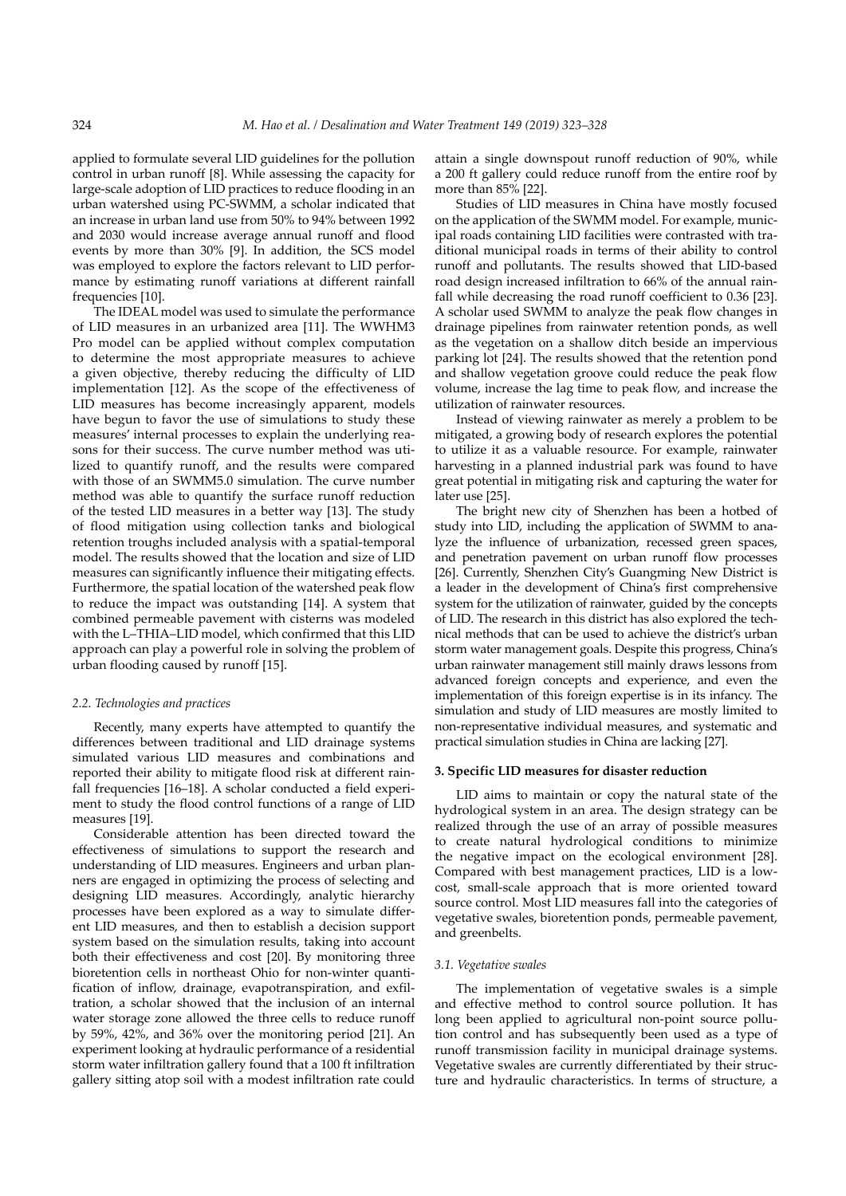applied to formulate several LID guidelines for the pollution control in urban runoff [8]. While assessing the capacity for large-scale adoption of LID practices to reduce flooding in an urban watershed using PC-SWMM, a scholar indicated that an increase in urban land use from 50% to 94% between 1992 and 2030 would increase average annual runoff and flood events by more than 30% [9]. In addition, the SCS model was employed to explore the factors relevant to LID performance by estimating runoff variations at different rainfall frequencies [10].

The IDEAL model was used to simulate the performance of LID measures in an urbanized area [11]. The WWHM3 Pro model can be applied without complex computation to determine the most appropriate measures to achieve a given objective, thereby reducing the difficulty of LID implementation [12]. As the scope of the effectiveness of LID measures has become increasingly apparent, models have begun to favor the use of simulations to study these measures' internal processes to explain the underlying reasons for their success. The curve number method was utilized to quantify runoff, and the results were compared with those of an SWMM5.0 simulation. The curve number method was able to quantify the surface runoff reduction of the tested LID measures in a better way [13]. The study of flood mitigation using collection tanks and biological retention troughs included analysis with a spatial-temporal model. The results showed that the location and size of LID measures can significantly influence their mitigating effects. Furthermore, the spatial location of the watershed peak flow to reduce the impact was outstanding [14]. A system that combined permeable pavement with cisterns was modeled with the L–THIA–LID model, which confirmed that this LID approach can play a powerful role in solving the problem of urban flooding caused by runoff [15].

### *2.2. Technologies and practices*

Recently, many experts have attempted to quantify the differences between traditional and LID drainage systems simulated various LID measures and combinations and reported their ability to mitigate flood risk at different rainfall frequencies [16–18]. A scholar conducted a field experiment to study the flood control functions of a range of LID measures [19].

Considerable attention has been directed toward the effectiveness of simulations to support the research and understanding of LID measures. Engineers and urban planners are engaged in optimizing the process of selecting and designing LID measures. Accordingly, analytic hierarchy processes have been explored as a way to simulate different LID measures, and then to establish a decision support system based on the simulation results, taking into account both their effectiveness and cost [20]. By monitoring three bioretention cells in northeast Ohio for non-winter quantification of inflow, drainage, evapotranspiration, and exfiltration, a scholar showed that the inclusion of an internal water storage zone allowed the three cells to reduce runoff by 59%, 42%, and 36% over the monitoring period [21]. An experiment looking at hydraulic performance of a residential storm water infiltration gallery found that a 100 ft infiltration gallery sitting atop soil with a modest infiltration rate could attain a single downspout runoff reduction of 90%, while a 200 ft gallery could reduce runoff from the entire roof by more than 85% [22].

Studies of LID measures in China have mostly focused on the application of the SWMM model. For example, municipal roads containing LID facilities were contrasted with traditional municipal roads in terms of their ability to control runoff and pollutants. The results showed that LID-based road design increased infiltration to 66% of the annual rainfall while decreasing the road runoff coefficient to 0.36 [23]. A scholar used SWMM to analyze the peak flow changes in drainage pipelines from rainwater retention ponds, as well as the vegetation on a shallow ditch beside an impervious parking lot [24]. The results showed that the retention pond and shallow vegetation groove could reduce the peak flow volume, increase the lag time to peak flow, and increase the utilization of rainwater resources.

Instead of viewing rainwater as merely a problem to be mitigated, a growing body of research explores the potential to utilize it as a valuable resource. For example, rainwater harvesting in a planned industrial park was found to have great potential in mitigating risk and capturing the water for later use [25].

The bright new city of Shenzhen has been a hotbed of study into LID, including the application of SWMM to analyze the influence of urbanization, recessed green spaces, and penetration pavement on urban runoff flow processes [26]. Currently, Shenzhen City's Guangming New District is a leader in the development of China's first comprehensive system for the utilization of rainwater, guided by the concepts of LID. The research in this district has also explored the technical methods that can be used to achieve the district's urban storm water management goals. Despite this progress, China's urban rainwater management still mainly draws lessons from advanced foreign concepts and experience, and even the implementation of this foreign expertise is in its infancy. The simulation and study of LID measures are mostly limited to non-representative individual measures, and systematic and practical simulation studies in China are lacking [27].

## 3. Specific LID measures for disaster reduction

LID aims to maintain or copy the natural state of the hydrological system in an area. The design strategy can be realized through the use of an array of possible measures to create natural hydrological conditions to minimize the negative impact on the ecological environment [28]. Compared with best management practices, LID is a low-cost, small-scale approach that is more oriented toward source control. Most LID measures fall into the categories of vegetative swales, bioretention ponds, permeable pavement, and greenbelts.

### *3.1. Vegetative swales*

The implementation of vegetative swales is a simple and effective method to control source pollution. It has long been applied to agricultural non-point source pollution control and has subsequently been used as a type of runoff transmission facility in municipal drainage systems. Vegetative swales are currently differentiated by their structure and hydraulic characteristics. In terms of structure, a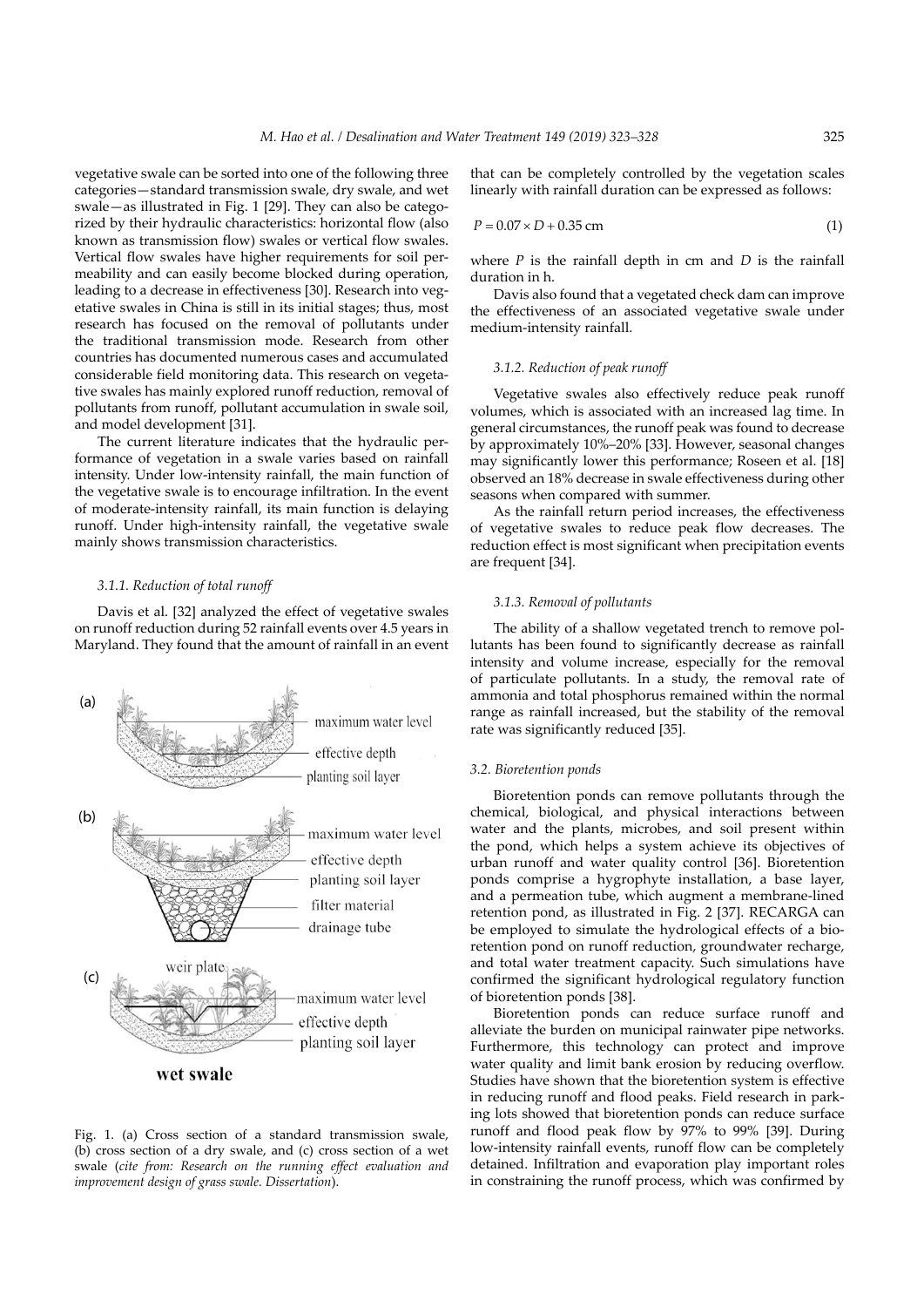vegetative swale can be sorted into one of the following three categories—standard transmission swale, dry swale, and wet swale—as illustrated in Fig. 1 [29]. They can also be categorized by their hydraulic characteristics: horizontal flow (also known as transmission flow) swales or vertical flow swales. Vertical flow swales have higher requirements for soil permeability and can easily become blocked during operation, leading to a decrease in effectiveness [30]. Research into vegetative swales in China is still in its initial stages; thus, most research has focused on the removal of pollutants under the traditional transmission mode. Research from other countries has documented numerous cases and accumulated considerable field monitoring data. This research on vegetative swales has mainly explored runoff reduction, removal of pollutants from runoff, pollutant accumulation in swale soil, and model development [31].

The current literature indicates that the hydraulic performance of vegetation in a swale varies based on rainfall intensity. Under low-intensity rainfall, the main function of the vegetative swale is to encourage infiltration. In the event of moderate-intensity rainfall, its main function is delaying runoff. Under high-intensity rainfall, the vegetative swale mainly shows transmission characteristics.

#### 3.1.1. Reduction of total runoff

Davis et al. [32] analyzed the effect of vegetative swales on runoff reduction during 52 rainfall events over 4.5 years in Maryland. They found that the amount of rainfall in an event that can be completely controlled by the vegetation scales linearly with rainfall duration can be expressed as follows:

$$P = 0.07 \times D + 0.35 \text{ cm} \tag{1}$$

where $P$ is the rainfall depth in cm and $D$ is the rainfall duration in h.

Davis also found that a vegetated check dam can improve the effectiveness of an associated vegetative swale under medium-intensity rainfall.

Fig. 1. (a) Cross section of a standard transmission swale, (b) cross section of a dry swale, and (c) cross section of a wet swale (*cite from: Research on the running effect evaluation and improvement design of grass swale. Dissertation*).

#### 3.1.2. Reduction of peak runoff

Vegetative swales also effectively reduce peak runoff volumes, which is associated with an increased lag time. In general circumstances, the runoff peak was found to decrease by approximately 10%–20% [33]. However, seasonal changes may significantly lower this performance; Roseen et al. [18] observed an 18% decrease in swale effectiveness during other seasons when compared with summer.

As the rainfall return period increases, the effectiveness of vegetative swales to reduce peak flow decreases. The reduction effect is most significant when precipitation events are frequent [34].

#### 3.1.3. Removal of pollutants

The ability of a shallow vegetated trench to remove pollutants has been found to significantly decrease as rainfall intensity and volume increase, especially for the removal of particulate pollutants. In a study, the removal rate of ammonia and total phosphorus remained within the normal range as rainfall increased, but the stability of the removal rate was significantly reduced [35].

### 3.2. Bioretention ponds

Bioretention ponds can remove pollutants through the chemical, biological, and physical interactions between water and the plants, microbes, and soil present within the pond, which helps a system achieve its objectives of urban runoff and water quality control [36]. Bioretention ponds comprise a hygrophyte installation, a base layer, and a permeation tube, which augment a membrane-lined retention pond, as illustrated in Fig. 2 [37]. RECARGA can be employed to simulate the hydrological effects of a bioretention pond on runoff reduction, groundwater recharge, and total water treatment capacity. Such simulations have confirmed the significant hydrological regulatory function of bioretention ponds [38].

Bioretention ponds can reduce surface runoff and alleviate the burden on municipal rainwater pipe networks. Furthermore, this technology can protect and improve water quality and limit bank erosion by reducing overflow. Studies have shown that the bioretention system is effective in reducing runoff and flood peaks. Field research in parking lots showed that bioretention ponds can reduce surface runoff and flood peak flow by 97% to 99% [39]. During low-intensity rainfall events, runoff flow can be completely detained. Infiltration and evaporation play important roles in constraining the runoff process, which was confirmed by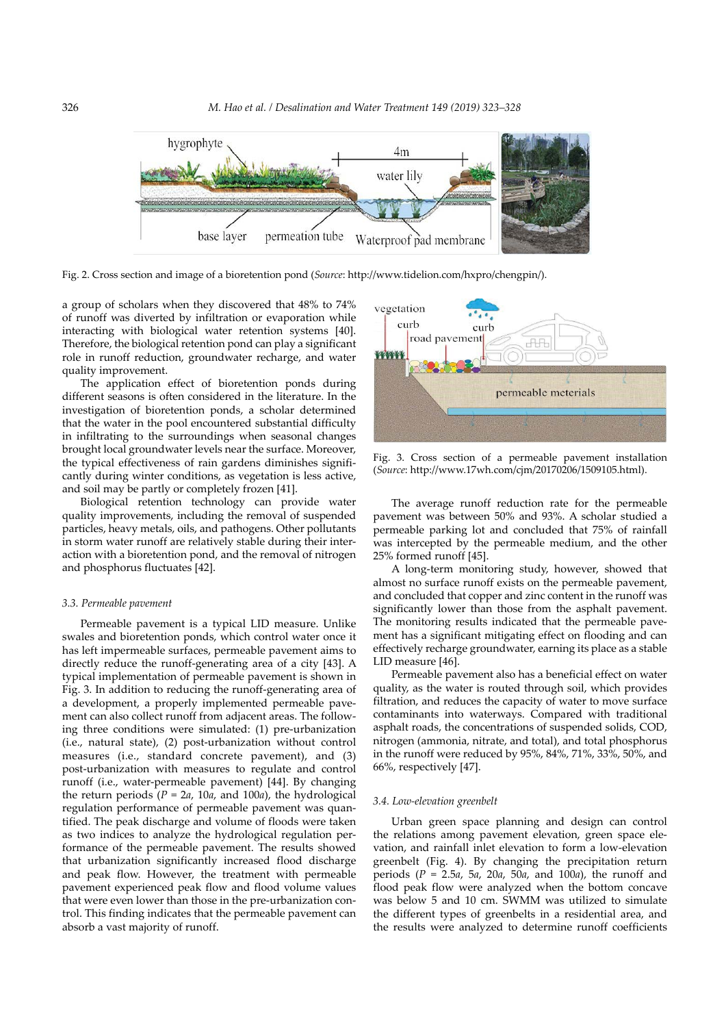Fig. 2. Cross section and image of a bioretention pond (*Source*: http://www.tidelion.com/hxpro/chengpin/).

a group of scholars when they discovered that 48% to 74% of runoff was diverted by infiltration or evaporation while interacting with biological water retention systems [40]. Therefore, the biological retention pond can play a significant role in runoff reduction, groundwater recharge, and water quality improvement.

The application effect of bioretention ponds during different seasons is often considered in the literature. In the investigation of bioretention ponds, a scholar determined that the water in the pool encountered substantial difficulty in infiltrating to the surroundings when seasonal changes brought local groundwater levels near the surface. Moreover, the typical effectiveness of rain gardens diminishes significantly during winter conditions, as vegetation is less active, and soil may be partly or completely frozen [41].

Biological retention technology can provide water quality improvements, including the removal of suspended particles, heavy metals, oils, and pathogens. Other pollutants in storm water runoff are relatively stable during their interaction with a bioretention pond, and the removal of nitrogen and phosphorus fluctuates [42].

### 3.3. Permeable pavement

Permeable pavement is a typical LID measure. Unlike swales and bioretention ponds, which control water once it has left impermeable surfaces, permeable pavement aims to directly reduce the runoff-generating area of a city [43]. A typical implementation of permeable pavement is shown in Fig. 3. In addition to reducing the runoff-generating area of a development, a properly implemented permeable pavement can also collect runoff from adjacent areas. The following three conditions were simulated: (1) pre-urbanization (i.e., natural state), (2) post-urbanization without control measures (i.e., standard concrete pavement), and (3) post-urbanization with measures to regulate and control runoff (i.e., water-permeable pavement) [44]. By changing the return periods ($P$ = 2$a$, 10$a$, and 100$a$), the hydrological regulation performance of permeable pavement was quantified. The peak discharge and volume of floods were taken as two indices to analyze the hydrological regulation performance of the permeable pavement. The results showed that urbanization significantly increased flood discharge and peak flow. However, the treatment with permeable pavement experienced peak flow and flood volume values that were even lower than those in the pre-urbanization control. This finding indicates that the permeable pavement can absorb a vast majority of runoff.

Fig. 3. Cross section of a permeable pavement installation (*Source*: http://www.17wh.com/cjm/20170206/1509105.html).

The average runoff reduction rate for the permeable pavement was between 50% and 93%. A scholar studied a permeable parking lot and concluded that 75% of rainfall was intercepted by the permeable medium, and the other 25% formed runoff [45].

A long-term monitoring study, however, showed that almost no surface runoff exists on the permeable pavement, and concluded that copper and zinc content in the runoff was significantly lower than those from the asphalt pavement. The monitoring results indicated that the permeable pavement has a significant mitigating effect on flooding and can effectively recharge groundwater, earning its place as a stable LID measure [46].

Permeable pavement also has a beneficial effect on water quality, as the water is routed through soil, which provides filtration, and reduces the capacity of water to move surface contaminants into waterways. Compared with traditional asphalt roads, the concentrations of suspended solids, COD, nitrogen (ammonia, nitrate, and total), and total phosphorus in the runoff were reduced by 95%, 84%, 71%, 33%, 50%, and 66%, respectively [47].

### 3.4. Low-elevation greenbelt

Urban green space planning and design can control the relations among pavement elevation, green space elevation, and rainfall inlet elevation to form a low-elevation greenbelt (Fig. 4). By changing the precipitation return periods ($P$ = 2.5$a$, 5$a$, 20$a$, 50$a$, and 100$a$), the runoff and flood peak flow were analyzed when the bottom concave was below 5 and 10 cm. SWMM was utilized to simulate the different types of greenbelts in a residential area, and the results were analyzed to determine runoff coefficients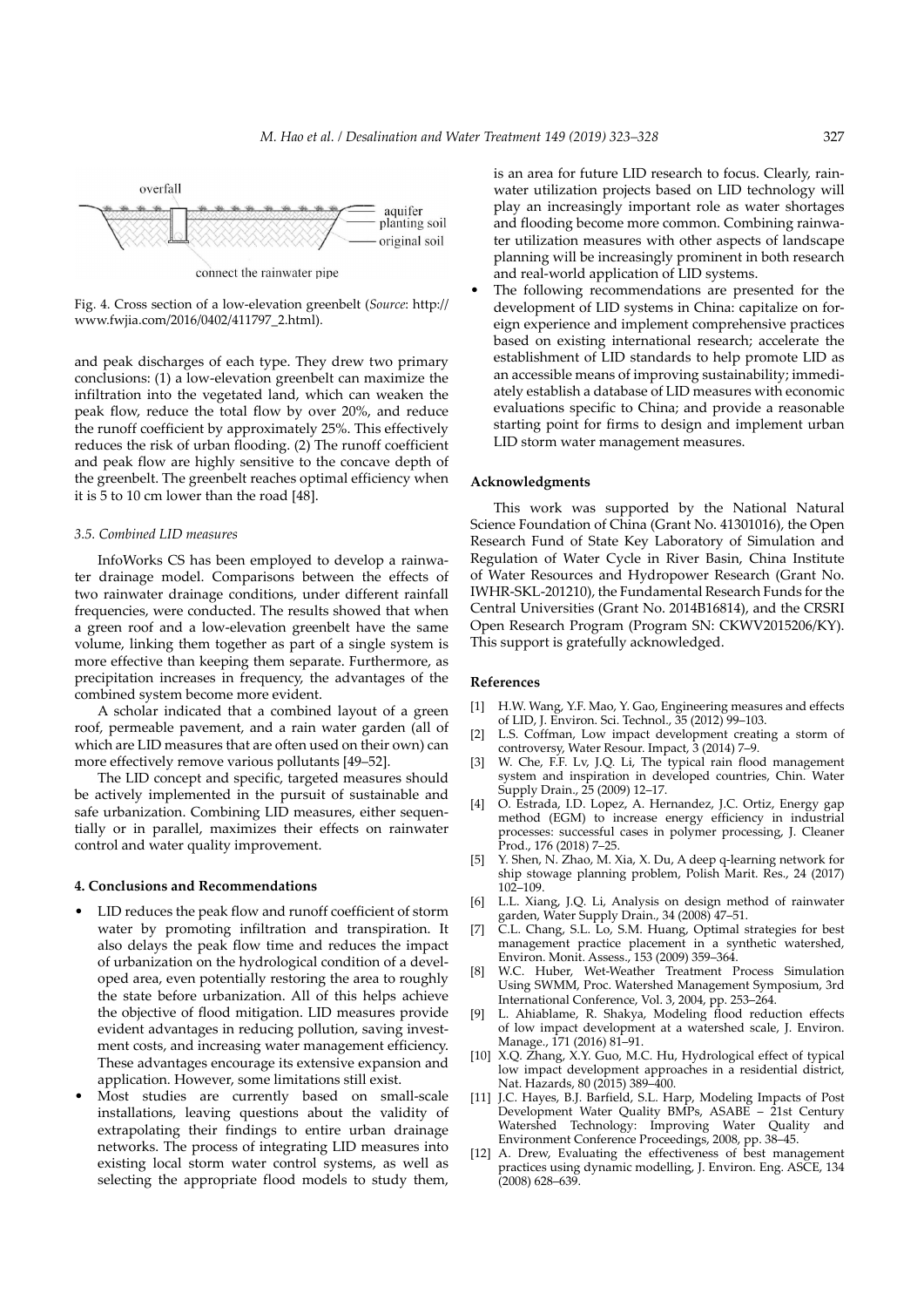Fig. 4. Cross section of a low-elevation greenbelt (*Source*: http://www.fwjia.com/2016/0402/411797_2.html).

and peak discharges of each type. They drew two primary conclusions: (1) a low-elevation greenbelt can maximize the infiltration into the vegetated land, which can weaken the peak flow, reduce the total flow by over 20%, and reduce the runoff coefficient by approximately 25%. This effectively reduces the risk of urban flooding. (2) The runoff coefficient and peak flow are highly sensitive to the concave depth of the greenbelt. The greenbelt reaches optimal efficiency when it is 5 to 10 cm lower than the road [48].

### *3.5. Combined LID measures*

InfoWorks CS has been employed to develop a rainwater drainage model. Comparisons between the effects of two rainwater drainage conditions, under different rainfall frequencies, were conducted. The results showed that when a green roof and a low-elevation greenbelt have the same volume, linking them together as part of a single system is more effective than keeping them separate. Furthermore, as precipitation increases in frequency, the advantages of the combined system become more evident.

A scholar indicated that a combined layout of a green roof, permeable pavement, and a rain water garden (all of which are LID measures that are often used on their own) can more effectively remove various pollutants [49–52].

The LID concept and specific, targeted measures should be actively implemented in the pursuit of sustainable and safe urbanization. Combining LID measures, either sequentially or in parallel, maximizes their effects on rainwater control and water quality improvement.

## **4. Conclusions and Recommendations**

- LID reduces the peak flow and runoff coefficient of storm water by promoting infiltration and transpiration. It also delays the peak flow time and reduces the impact of urbanization on the hydrological condition of a developed area, even potentially restoring the area to roughly the state before urbanization. All of this helps achieve the objective of flood mitigation. LID measures provide evident advantages in reducing pollution, saving investment costs, and increasing water management efficiency. These advantages encourage its extensive expansion and application. However, some limitations still exist.
- Most studies are currently based on small-scale installations, leaving questions about the validity of extrapolating their findings to entire urban drainage networks. The process of integrating LID measures into existing local storm water control systems, as well as selecting the appropriate flood models to study them, is an area for future LID research to focus. Clearly, rainwater utilization projects based on LID technology will play an increasingly important role as water shortages and flooding become more common. Combining rainwater utilization measures with other aspects of landscape planning will be increasingly prominent in both research and real-world application of LID systems.
- The following recommendations are presented for the development of LID systems in China: capitalize on foreign experience and implement comprehensive practices based on existing international research; accelerate the establishment of LID standards to help promote LID as an accessible means of improving sustainability; immediately establish a database of LID measures with economic evaluations specific to China; and provide a reasonable starting point for firms to design and implement urban LID storm water management measures.

## **Acknowledgments**

This work was supported by the National Natural Science Foundation of China (Grant No. 41301016), the Open Research Fund of State Key Laboratory of Simulation and Regulation of Water Cycle in River Basin, China Institute of Water Resources and Hydropower Research (Grant No. IWHR-SKL-201210), the Fundamental Research Funds for the Central Universities (Grant No. 2014B16814), and the CRSRI Open Research Program (Program SN: CKWV2015206/KY). This support is gratefully acknowledged.

## **References**

[1] H.W. Wang, Y.F. Mao, Y. Gao, Engineering measures and effects of LID, J. Environ. Sci. Technol., 35 (2012) 99–103.

[2] L.S. Coffman, Low impact development creating a storm of controversy, Water Resour. Impact, 3 (2014) 7–9.

[3] W. Che, F.F. Lv, J.Q. Li, The typical rain flood management system and inspiration in developed countries, Chin. Water Supply Drain., 25 (2009) 12–17.

[4] O. Estrada, I.D. Lopez, A. Hernandez, J.C. Ortiz, Energy gap method (EGM) to increase energy efficiency in industrial processes: successful cases in polymer processing, J. Cleaner Prod., 176 (2018) 7–25.

[5] Y. Shen, N. Zhao, M. Xia, X. Du, A deep q-learning network for ship stowage planning problem, Polish Marit. Res., 24 (2017) 102–109.

[6] L.L. Xiang, J.Q. Li, Analysis on design method of rainwater garden, Water Supply Drain., 34 (2008) 47–51.

[7] C.L. Chang, S.L. Lo, S.M. Huang, Optimal strategies for best management practice placement in a synthetic watershed, Environ. Monit. Assess., 153 (2009) 359–364.

[8] W.C. Huber, Wet-Weather Treatment Process Simulation Using SWMM, Proc. Watershed Management Symposium, 3rd International Conference, Vol. 3, 2004, pp. 253–264.

[9] L. Ahiablame, R. Shakya, Modeling flood reduction effects of low impact development at a watershed scale, J. Environ. Manage., 171 (2016) 81–91.

[10] X.Q. Zhang, X.Y. Guo, M.C. Hu, Hydrological effect of typical low impact development approaches in a residential district, Nat. Hazards, 80 (2015) 389–400.

[11] J.C. Hayes, B.J. Barfield, S.L. Harp, Modeling Impacts of Post Development Water Quality BMPs, ASABE – 21st Century Watershed Technology: Improving Water Quality and Environment Conference Proceedings, 2008, pp. 38–45.

[12] A. Drew, Evaluating the effectiveness of best management practices using dynamic modelling, J. Environ. Eng. ASCE, 134 (2008) 628–639.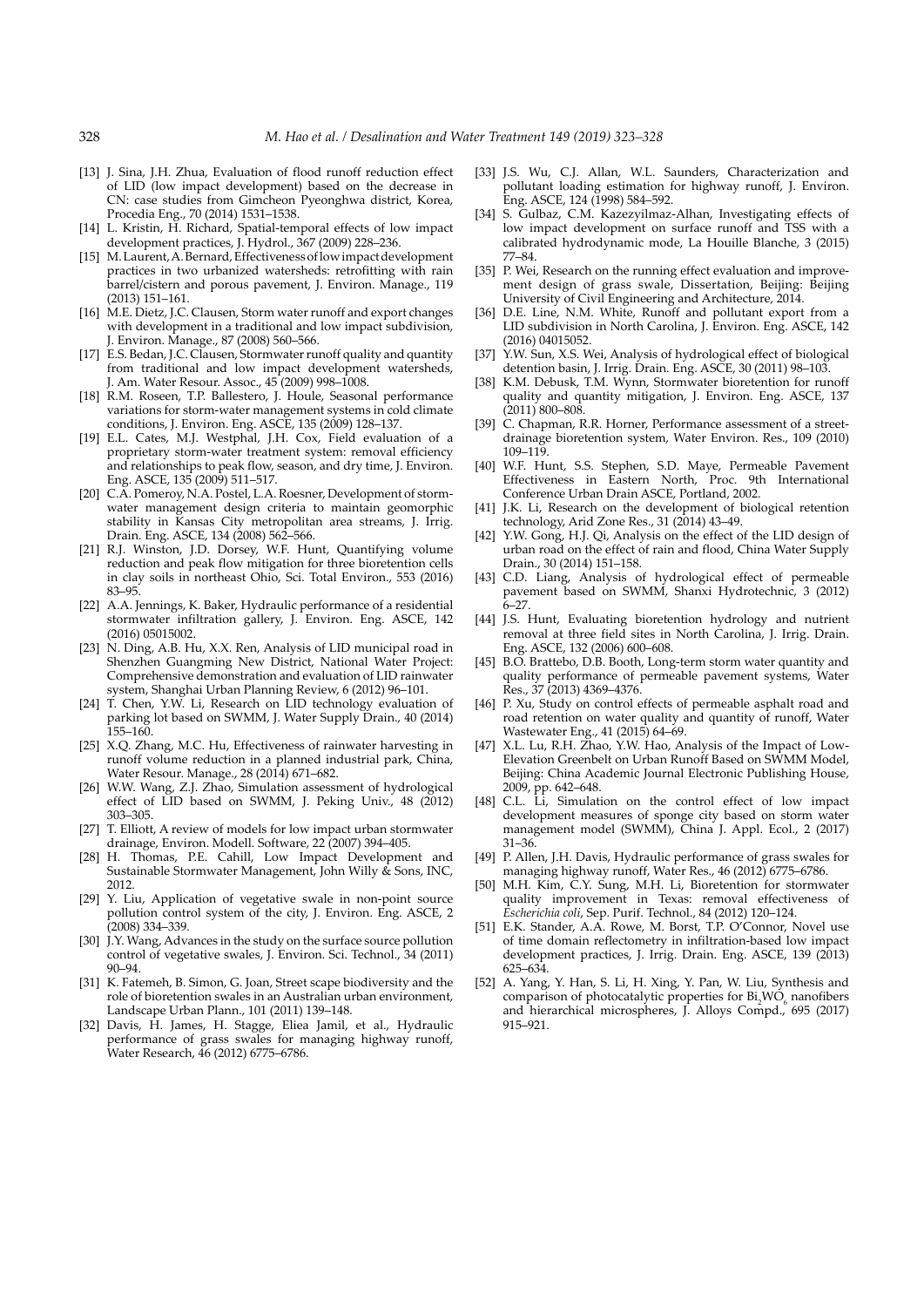- [13] J. Sina, J.H. Zhua, Evaluation of flood runoff reduction effect of LID (low impact development) based on the decrease in CN: case studies from Gimcheon Pyeonghwa district, Korea, Procedia Eng., 70 (2014) 1531–1538.
- [14] L. Kristin, H. Richard, Spatial-temporal effects of low impact development practices, J. Hydrol., 367 (2009) 228–236.
- [15] M. Laurent, A. Bernard, Effectiveness of low impact development practices in two urbanized watersheds: retrofitting with rain barrel/cistern and porous pavement, J. Environ. Manage., 119 (2013) 151–161.
- [16] M.E. Dietz, J.C. Clausen, Storm water runoff and export changes with development in a traditional and low impact subdivision, J. Environ. Manage., 87 (2008) 560–566.
- [17] E.S. Bedan, J.C. Clausen, Stormwater runoff quality and quantity from traditional and low impact development watersheds, J. Am. Water Resour. Assoc., 45 (2009) 998–1008.
- [18] R.M. Roseen, T.P. Ballestero, J. Houle, Seasonal performance variations for storm-water management systems in cold climate conditions, J. Environ. Eng. ASCE, 135 (2009) 128–137.
- [19] E.L. Cates, M.J. Westphal, J.H. Cox, Field evaluation of a proprietary storm-water treatment system: removal efficiency and relationships to peak flow, season, and dry time, J. Environ. Eng. ASCE, 135 (2009) 511–517.
- [20] C.A. Pomeroy, N.A. Postel, L.A. Roesner, Development of stormwater management design criteria to maintain geomorphic stability in Kansas City metropolitan area streams, J. Irrig. Drain. Eng. ASCE, 134 (2008) 562–566.
- [21] R.J. Winston, J.D. Dorsey, W.F. Hunt, Quantifying volume reduction and peak flow mitigation for three bioretention cells in clay soils in northeast Ohio, Sci. Total Environ., 553 (2016) 83–95.
- [22] A.A. Jennings, K. Baker, Hydraulic performance of a residential stormwater infiltration gallery, J. Environ. Eng. ASCE, 142 (2016) 05015002.
- [23] N. Ding, A.B. Hu, X.X. Ren, Analysis of LID municipal road in Shenzhen Guangming New District, National Water Project: Comprehensive demonstration and evaluation of LID rainwater system, Shanghai Urban Planning Review, 6 (2012) 96–101.
- [24] T. Chen, Y.W. Li, Research on LID technology evaluation of parking lot based on SWMM, J. Water Supply Drain., 40 (2014) 155–160.
- [25] X.Q. Zhang, M.C. Hu, Effectiveness of rainwater harvesting in runoff volume reduction in a planned industrial park, China, Water Resour. Manage., 28 (2014) 671–682.
- [26] W.W. Wang, Z.J. Zhao, Simulation assessment of hydrological effect of LID based on SWMM, J. Peking Univ., 48 (2012) 303–305.
- [27] T. Elliott, A review of models for low impact urban stormwater drainage, Environ. Modell. Software, 22 (2007) 394–405.
- [28] H. Thomas, P.E. Cahill, Low Impact Development and Sustainable Stormwater Management, John Willy & Sons, INC, 2012.
- [29] Y. Liu, Application of vegetative swale in non-point source pollution control system of the city, J. Environ. Eng. ASCE, 2 (2008) 334–339.
- [30] J.Y. Wang, Advances in the study on the surface source pollution control of vegetative swales, J. Environ. Sci. Technol., 34 (2011) 90–94.
- [31] K. Fatemeh, B. Simon, G. Joan, Street scape biodiversity and the role of bioretention swales in an Australian urban environment, Landscape Urban Plann., 101 (2011) 139–148.
- [32] Davis, H. James, H. Stagge, Eliea Jamil, et al., Hydraulic performance of grass swales for managing highway runoff, Water Research, 46 (2012) 6775–6786.
- [33] J.S. Wu, C.J. Allan, W.L. Saunders, Characterization and pollutant loading estimation for highway runoff, J. Environ. Eng. ASCE, 124 (1998) 584–592.
- [34] S. Gulbaz, C.M. Kazezyilmaz-Alhan, Investigating effects of low impact development on surface runoff and TSS with a calibrated hydrodynamic mode, La Houille Blanche, 3 (2015) 77–84.
- [35] P. Wei, Research on the running effect evaluation and improvement design of grass swale, Dissertation, Beijing: Beijing University of Civil Engineering and Architecture, 2014.
- [36] D.E. Line, N.M. White, Runoff and pollutant export from a LID subdivision in North Carolina, J. Environ. Eng. ASCE, 142 (2016) 04015052.
- [37] Y.W. Sun, X.S. Wei, Analysis of hydrological effect of biological detention basin, J. Irrig. Drain. Eng. ASCE, 30 (2011) 98–103.
- [38] K.M. Debusk, T.M. Wynn, Stormwater bioretention for runoff quality and quantity mitigation, J. Environ. Eng. ASCE, 137 (2011) 800–808.
- [39] C. Chapman, R.R. Horner, Performance assessment of a street-drainage bioretention system, Water Environ. Res., 109 (2010) 109–119.
- [40] W.F. Hunt, S.S. Stephen, S.D. Maye, Permeable Pavement Effectiveness in Eastern North, Proc. 9th International Conference Urban Drain ASCE, Portland, 2002.
- [41] J.K. Li, Research on the development of biological retention technology, Arid Zone Res., 31 (2014) 43–49.
- [42] Y.W. Gong, H.J. Qi, Analysis on the effect of the LID design of urban road on the effect of rain and flood, China Water Supply Drain., 30 (2014) 151–158.
- [43] C.D. Liang, Analysis of hydrological effect of permeable pavement based on SWMM, Shanxi Hydrotechnic, 3 (2012) 6–27.
- [44] J.S. Hunt, Evaluating bioretention hydrology and nutrient removal at three field sites in North Carolina, J. Irrig. Drain. Eng. ASCE, 132 (2006) 600–608.
- [45] B.O. Brattebo, D.B. Booth, Long-term storm water quantity and quality performance of permeable pavement systems, Water Res., 37 (2013) 4369–4376.
- [46] P. Xu, Study on control effects of permeable asphalt road and road retention on water quality and quantity of runoff, Water Wastewater Eng., 41 (2015) 64–69.
- [47] X.L. Lu, R.H. Zhao, Y.W. Hao, Analysis of the Impact of Low-Elevation Greenbelt on Urban Runoff Based on SWMM Model, Beijing: China Academic Journal Electronic Publishing House, 2009, pp. 642–648.
- [48] C.L. Li, Simulation on the control effect of low impact development measures of sponge city based on storm water management model (SWMM), China J. Appl. Ecol., 2 (2017) 31–36.
- [49] P. Allen, J.H. Davis, Hydraulic performance of grass swales for managing highway runoff, Water Res., 46 (2012) 6775–6786.
- [50] M.H. Kim, C.Y. Sung, M.H. Li, Bioretention for stormwater quality improvement in Texas: removal effectiveness of *Escherichia coli*, Sep. Purif. Technol., 84 (2012) 120–124.
- [51] E.K. Stander, A.A. Rowe, M. Borst, T.P. O'Connor, Novel use of time domain reflectometry in infiltration-based low impact development practices, J. Irrig. Drain. Eng. ASCE, 139 (2013) 625–634.
- [52] A. Yang, Y. Han, S. Li, H. Xing, Y. Pan, W. Liu, Synthesis and comparison of photocatalytic properties for $Bi_2WO_6$ nanofibers and hierarchical microspheres, J. Alloys Compd., 695 (2017) 915–921.